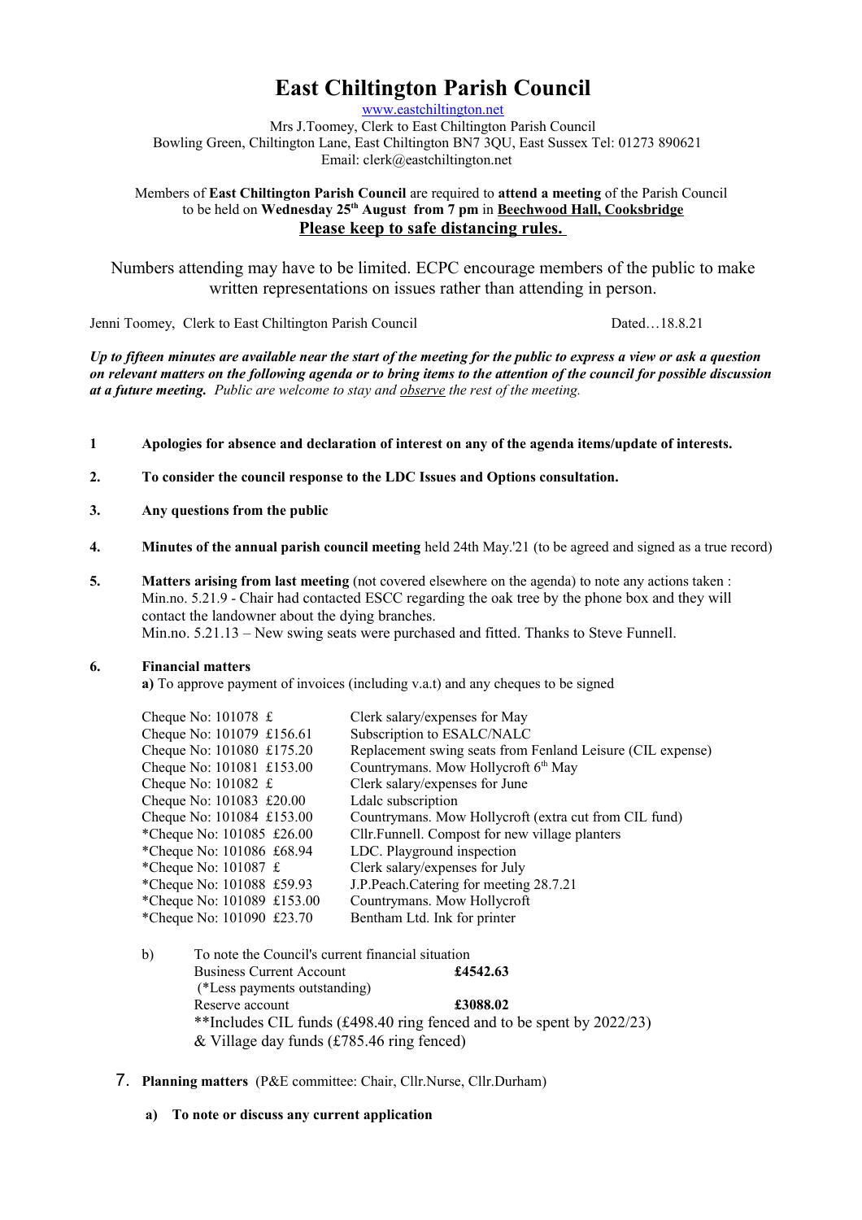# East Chiltington Parish Council

www.eastchiltington.net

Mrs J.Toomey, Clerk to East Chiltington Parish Council
Bowling Green, Chiltington Lane, East Chiltington BN7 3QU, East Sussex Tel: 01273 890621
Email: clerk@eastchiltington.net

Members of **East Chiltington Parish Council** are required to **attend a meeting** of the Parish Council to be held on **Wednesday 25th August from 7 pm** in **Beechwood Hall, Cooksbridge**

**Please keep to safe distancing rules.**

Numbers attending may have to be limited. ECPC encourage members of the public to make written representations on issues rather than attending in person.

Jenni Toomey, Clerk to East Chiltington Parish Council — Dated…18.8.21

***Up to fifteen minutes are available near the start of the meeting for the public to express a view or ask a question on relevant matters on the following agenda or to bring items to the attention of the council for possible discussion at a future meeting.*** *Public are welcome to stay and observe the rest of the meeting.*

1. **Apologies for absence and declaration of interest on any of the agenda items/update of interests.**

2. **To consider the council response to the LDC Issues and Options consultation.**

3. **Any questions from the public**

4. **Minutes of the annual parish council meeting** held 24th May.'21 (to be agreed and signed as a true record)

5. **Matters arising from last meeting** (not covered elsewhere on the agenda) to note any actions taken :
   Min.no. 5.21.9 - Chair had contacted ESCC regarding the oak tree by the phone box and they will contact the landowner about the dying branches.
   Min.no. 5.21.13 – New swing seats were purchased and fitted. Thanks to Steve Funnell.

6. **Financial matters**

   **a)** To approve payment of invoices (including v.a.t) and any cheques to be signed

| Cheque | Amount | Description |
|---|---|---|
| Cheque No: 101078 | £ | Clerk salary/expenses for May |
| Cheque No: 101079 | £156.61 | Subscription to ESALC/NALC |
| Cheque No: 101080 | £175.20 | Replacement swing seats from Fenland Leisure (CIL expense) |
| Cheque No: 101081 | £153.00 | Countrymans. Mow Hollycroft 6th May |
| Cheque No: 101082 | £ | Clerk salary/expenses for June |
| Cheque No: 101083 | £20.00 | Ldalc subscription |
| Cheque No: 101084 | £153.00 | Countrymans. Mow Hollycroft (extra cut from CIL fund) |
| *Cheque No: 101085 | £26.00 | Cllr.Funnell. Compost for new village planters |
| *Cheque No: 101086 | £68.94 | LDC. Playground inspection |
| *Cheque No: 101087 | £ | Clerk salary/expenses for July |
| *Cheque No: 101088 | £59.93 | J.P.Peach.Catering for meeting 28.7.21 |
| *Cheque No: 101089 | £153.00 | Countrymans. Mow Hollycroft |
| *Cheque No: 101090 | £23.70 | Bentham Ltd. Ink for printer |

   b) To note the Council's current financial situation

   Business Current Account **£4542.63**
   (*Less payments outstanding)
   Reserve account **£3088.02**
   **Includes CIL funds (£498.40 ring fenced and to be spent by 2022/23) & Village day funds (£785.46 ring fenced)

7. **Planning matters** (P&E committee: Chair, Cllr.Nurse, Cllr.Durham)

   **a) To note or discuss any current application**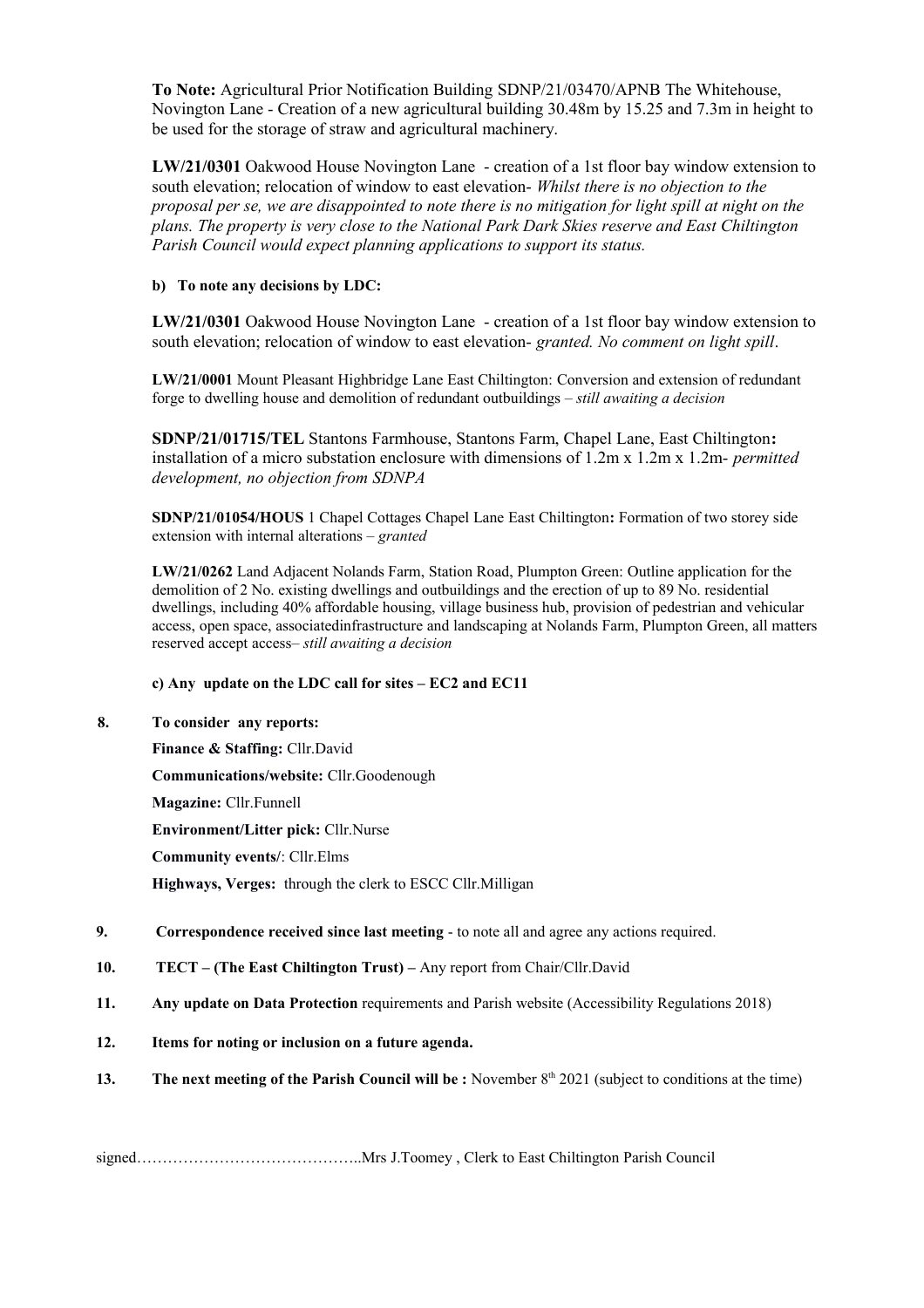**To Note:** Agricultural Prior Notification Building SDNP/21/03470/APNB The Whitehouse, Novington Lane - Creation of a new agricultural building 30.48m by 15.25 and 7.3m in height to be used for the storage of straw and agricultural machinery.

**LW/21/0301** Oakwood House Novington Lane - creation of a 1st floor bay window extension to south elevation; relocation of window to east elevation- *Whilst there is no objection to the proposal per se, we are disappointed to note there is no mitigation for light spill at night on the plans. The property is very close to the National Park Dark Skies reserve and East Chiltington Parish Council would expect planning applications to support its status.*

**b) To note any decisions by LDC:**

**LW/21/0301** Oakwood House Novington Lane - creation of a 1st floor bay window extension to south elevation; relocation of window to east elevation- *granted. No comment on light spill*.

**LW/21/0001** Mount Pleasant Highbridge Lane East Chiltington: Conversion and extension of redundant forge to dwelling house and demolition of redundant outbuildings – *still awaiting a decision*

**SDNP/21/01715/TEL** Stantons Farmhouse, Stantons Farm, Chapel Lane, East Chiltington**:** installation of a micro substation enclosure with dimensions of 1.2m x 1.2m x 1.2m- *permitted development, no objection from SDNPA*

**SDNP/21/01054/HOUS** 1 Chapel Cottages Chapel Lane East Chiltington**:** Formation of two storey side extension with internal alterations – *granted*

**LW/21/0262** Land Adjacent Nolands Farm, Station Road, Plumpton Green: Outline application for the demolition of 2 No. existing dwellings and outbuildings and the erection of up to 89 No. residential dwellings, including 40% affordable housing, village business hub, provision of pedestrian and vehicular access, open space, associatedinfrastructure and landscaping at Nolands Farm, Plumpton Green, all matters reserved accept access– *still awaiting a decision*

**c) Any update on the LDC call for sites – EC2 and EC11**

**8. To consider any reports:**

**Finance & Staffing:** Cllr.David

**Communications/website:** Cllr.Goodenough

**Magazine:** Cllr.Funnell

**Environment/Litter pick:** Cllr.Nurse

**Community events/**: Cllr.Elms

**Highways, Verges:** through the clerk to ESCC Cllr.Milligan

**9. Correspondence received since last meeting** - to note all and agree any actions required.

**10. TECT – (The East Chiltington Trust) –** Any report from Chair/Cllr.David

**11. Any update on Data Protection** requirements and Parish website (Accessibility Regulations 2018)

**12. Items for noting or inclusion on a future agenda.**

**13. The next meeting of the Parish Council will be :** November 8th 2021 (subject to conditions at the time)

signed……………………………………..Mrs J.Toomey , Clerk to East Chiltington Parish Council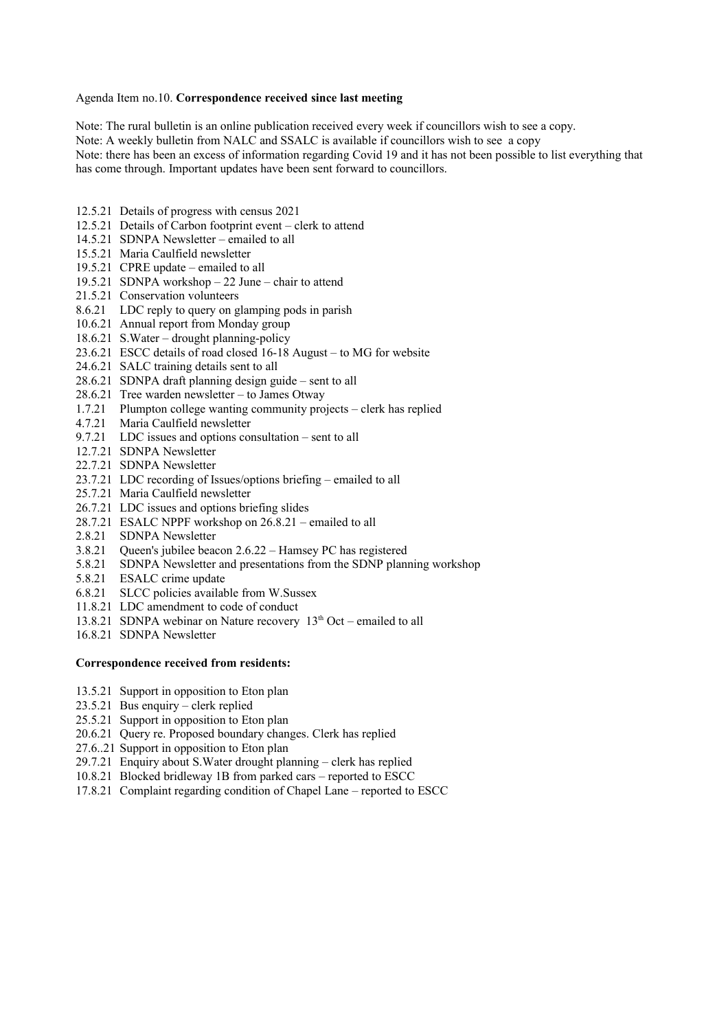Agenda Item no.10. **Correspondence received since last meeting**

Note: The rural bulletin is an online publication received every week if councillors wish to see a copy.
Note: A weekly bulletin from NALC and SSALC is available if councillors wish to see a copy
Note: there has been an excess of information regarding Covid 19 and it has not been possible to list everything that has come through. Important updates have been sent forward to councillors.

12.5.21 Details of progress with census 2021
12.5.21 Details of Carbon footprint event – clerk to attend
14.5.21 SDNPA Newsletter – emailed to all
15.5.21 Maria Caulfield newsletter
19.5.21 CPRE update – emailed to all
19.5.21 SDNPA workshop – 22 June – chair to attend
21.5.21 Conservation volunteers
8.6.21 LDC reply to query on glamping pods in parish
10.6.21 Annual report from Monday group
18.6.21 S.Water – drought planning-policy
23.6.21 ESCC details of road closed 16-18 August – to MG for website
24.6.21 SALC training details sent to all
28.6.21 SDNPA draft planning design guide – sent to all
28.6.21 Tree warden newsletter – to James Otway
1.7.21 Plumpton college wanting community projects – clerk has replied
4.7.21 Maria Caulfield newsletter
9.7.21 LDC issues and options consultation – sent to all
12.7.21 SDNPA Newsletter
22.7.21 SDNPA Newsletter
23.7.21 LDC recording of Issues/options briefing – emailed to all
25.7.21 Maria Caulfield newsletter
26.7.21 LDC issues and options briefing slides
28.7.21 ESALC NPPF workshop on 26.8.21 – emailed to all
2.8.21 SDNPA Newsletter
3.8.21 Queen's jubilee beacon 2.6.22 – Hamsey PC has registered
5.8.21 SDNPA Newsletter and presentations from the SDNP planning workshop
5.8.21 ESALC crime update
6.8.21 SLCC policies available from W.Sussex
11.8.21 LDC amendment to code of conduct
13.8.21 SDNPA webinar on Nature recovery 13th Oct – emailed to all
16.8.21 SDNPA Newsletter

**Correspondence received from residents:**

13.5.21 Support in opposition to Eton plan
23.5.21 Bus enquiry – clerk replied
25.5.21 Support in opposition to Eton plan
20.6.21 Query re. Proposed boundary changes. Clerk has replied
27.6..21 Support in opposition to Eton plan
29.7.21 Enquiry about S.Water drought planning – clerk has replied
10.8.21 Blocked bridleway 1B from parked cars – reported to ESCC
17.8.21 Complaint regarding condition of Chapel Lane – reported to ESCC